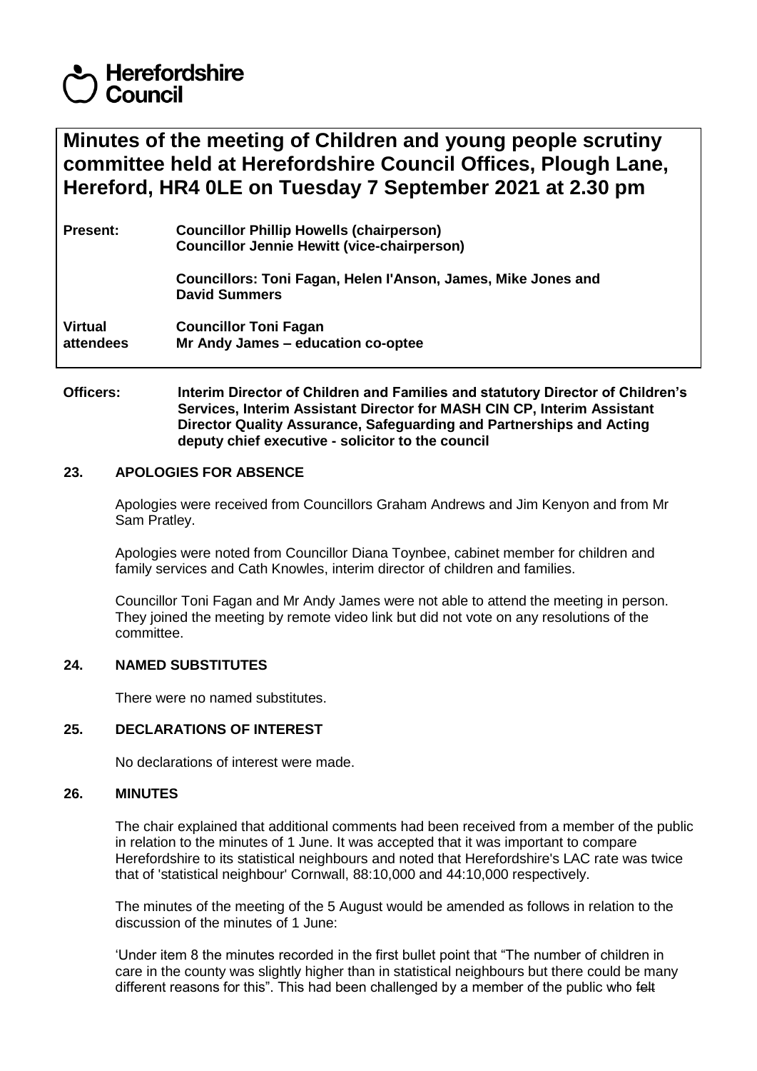Herefordshire Council

# Minutes of the meeting of Children and young people scrutiny committee held at Herefordshire Council Offices, Plough Lane, Hereford, HR4 0LE on Tuesday 7 September 2021 at 2.30 pm

| | |
|---|---|
| **Present:** | **Councillor Phillip Howells (chairperson)**<br>**Councillor Jennie Hewitt (vice-chairperson)** |
| | **Councillors: Toni Fagan, Helen I'Anson, James, Mike Jones and David Summers** |
| **Virtual attendees** | **Councillor Toni Fagan**<br>**Mr Andy James – education co-optee** |

**Officers:** **Interim Director of Children and Families and statutory Director of Children's Services, Interim Assistant Director for MASH CIN CP, Interim Assistant Director Quality Assurance, Safeguarding and Partnerships and Acting deputy chief executive - solicitor to the council**

## 23. APOLOGIES FOR ABSENCE

Apologies were received from Councillors Graham Andrews and Jim Kenyon and from Mr Sam Pratley.

Apologies were noted from Councillor Diana Toynbee, cabinet member for children and family services and Cath Knowles, interim director of children and families.

Councillor Toni Fagan and Mr Andy James were not able to attend the meeting in person. They joined the meeting by remote video link but did not vote on any resolutions of the committee.

## 24. NAMED SUBSTITUTES

There were no named substitutes.

## 25. DECLARATIONS OF INTEREST

No declarations of interest were made.

## 26. MINUTES

The chair explained that additional comments had been received from a member of the public in relation to the minutes of 1 June. It was accepted that it was important to compare Herefordshire to its statistical neighbours and noted that Herefordshire's LAC rate was twice that of 'statistical neighbour' Cornwall, 88:10,000 and 44:10,000 respectively.

The minutes of the meeting of the 5 August would be amended as follows in relation to the discussion of the minutes of 1 June:

'Under item 8 the minutes recorded in the first bullet point that "The number of children in care in the county was slightly higher than in statistical neighbours but there could be many different reasons for this". This had been challenged by a member of the public who ~~felt~~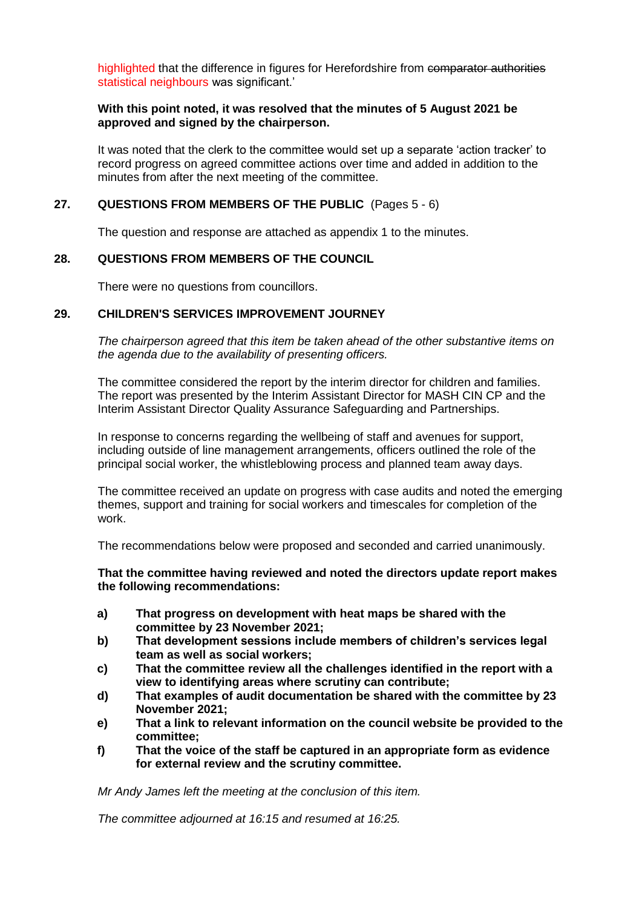highlighted that the difference in figures for Herefordshire from ~~comparator authorities~~ statistical neighbours was significant.'

**With this point noted, it was resolved that the minutes of 5 August 2021 be approved and signed by the chairperson.**

It was noted that the clerk to the committee would set up a separate 'action tracker' to record progress on agreed committee actions over time and added in addition to the minutes from after the next meeting of the committee.

## 27. QUESTIONS FROM MEMBERS OF THE PUBLIC (Pages 5 - 6)

The question and response are attached as appendix 1 to the minutes.

## 28. QUESTIONS FROM MEMBERS OF THE COUNCIL

There were no questions from councillors.

## 29. CHILDREN'S SERVICES IMPROVEMENT JOURNEY

*The chairperson agreed that this item be taken ahead of the other substantive items on the agenda due to the availability of presenting officers.*

The committee considered the report by the interim director for children and families. The report was presented by the Interim Assistant Director for MASH CIN CP and the Interim Assistant Director Quality Assurance Safeguarding and Partnerships.

In response to concerns regarding the wellbeing of staff and avenues for support, including outside of line management arrangements, officers outlined the role of the principal social worker, the whistleblowing process and planned team away days.

The committee received an update on progress with case audits and noted the emerging themes, support and training for social workers and timescales for completion of the work.

The recommendations below were proposed and seconded and carried unanimously.

**That the committee having reviewed and noted the directors update report makes the following recommendations:**

- **a) That progress on development with heat maps be shared with the committee by 23 November 2021;**
- **b) That development sessions include members of children's services legal team as well as social workers;**
- **c) That the committee review all the challenges identified in the report with a view to identifying areas where scrutiny can contribute;**
- **d) That examples of audit documentation be shared with the committee by 23 November 2021;**
- **e) That a link to relevant information on the council website be provided to the committee;**
- **f) That the voice of the staff be captured in an appropriate form as evidence for external review and the scrutiny committee.**

*Mr Andy James left the meeting at the conclusion of this item.*

*The committee adjourned at 16:15 and resumed at 16:25.*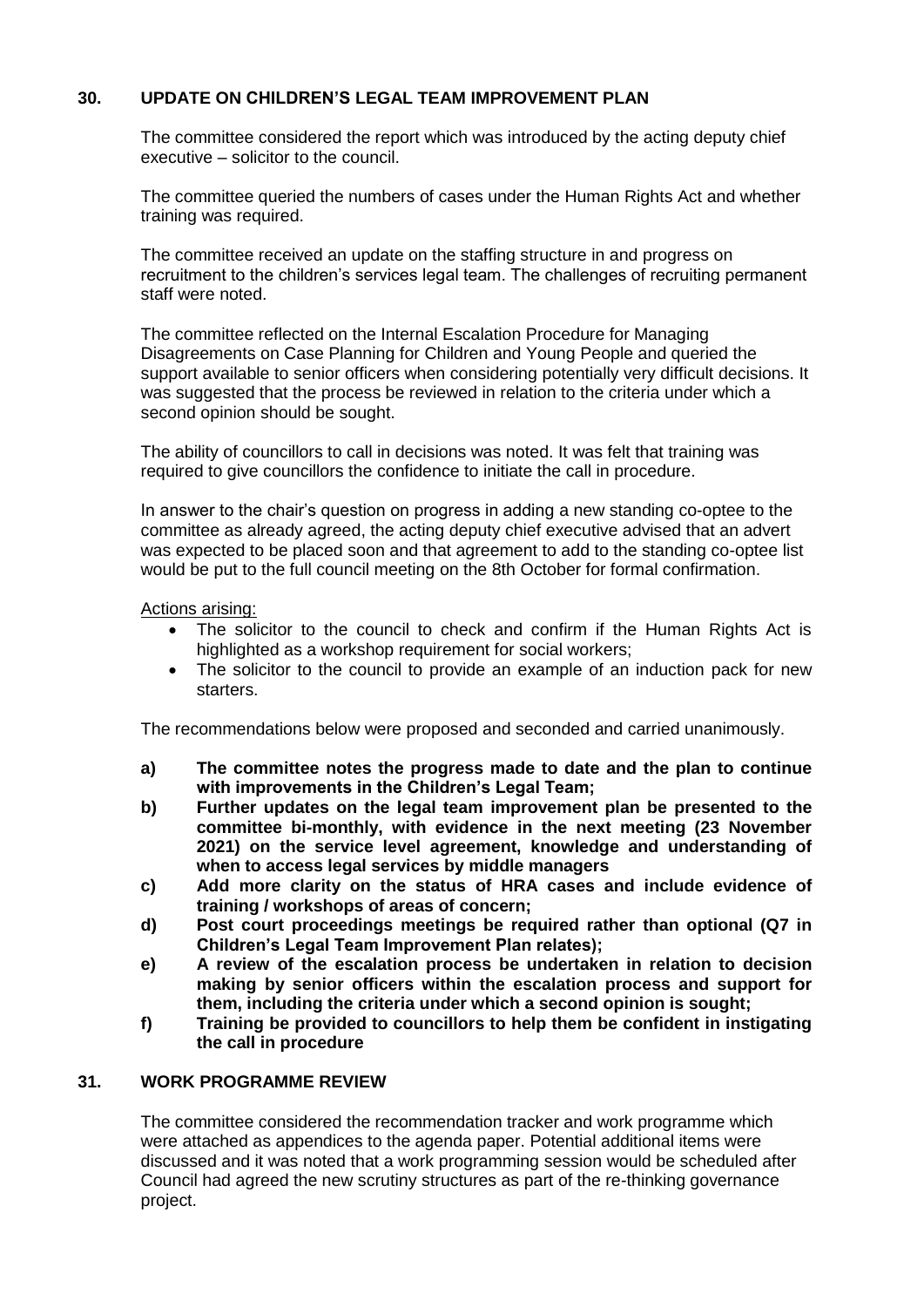## 30. UPDATE ON CHILDREN'S LEGAL TEAM IMPROVEMENT PLAN

The committee considered the report which was introduced by the acting deputy chief executive – solicitor to the council.

The committee queried the numbers of cases under the Human Rights Act and whether training was required.

The committee received an update on the staffing structure in and progress on recruitment to the children's services legal team. The challenges of recruiting permanent staff were noted.

The committee reflected on the Internal Escalation Procedure for Managing Disagreements on Case Planning for Children and Young People and queried the support available to senior officers when considering potentially very difficult decisions. It was suggested that the process be reviewed in relation to the criteria under which a second opinion should be sought.

The ability of councillors to call in decisions was noted. It was felt that training was required to give councillors the confidence to initiate the call in procedure.

In answer to the chair's question on progress in adding a new standing co-optee to the committee as already agreed, the acting deputy chief executive advised that an advert was expected to be placed soon and that agreement to add to the standing co-optee list would be put to the full council meeting on the 8th October for formal confirmation.

Actions arising:

- The solicitor to the council to check and confirm if the Human Rights Act is highlighted as a workshop requirement for social workers;
- The solicitor to the council to provide an example of an induction pack for new starters.

The recommendations below were proposed and seconded and carried unanimously.

**a) The committee notes the progress made to date and the plan to continue with improvements in the Children's Legal Team;**

**b) Further updates on the legal team improvement plan be presented to the committee bi-monthly, with evidence in the next meeting (23 November 2021) on the service level agreement, knowledge and understanding of when to access legal services by middle managers**

**c) Add more clarity on the status of HRA cases and include evidence of training / workshops of areas of concern;**

**d) Post court proceedings meetings be required rather than optional (Q7 in Children's Legal Team Improvement Plan relates);**

**e) A review of the escalation process be undertaken in relation to decision making by senior officers within the escalation process and support for them, including the criteria under which a second opinion is sought;**

**f) Training be provided to councillors to help them be confident in instigating the call in procedure**

## 31. WORK PROGRAMME REVIEW

The committee considered the recommendation tracker and work programme which were attached as appendices to the agenda paper. Potential additional items were discussed and it was noted that a work programming session would be scheduled after Council had agreed the new scrutiny structures as part of the re-thinking governance project.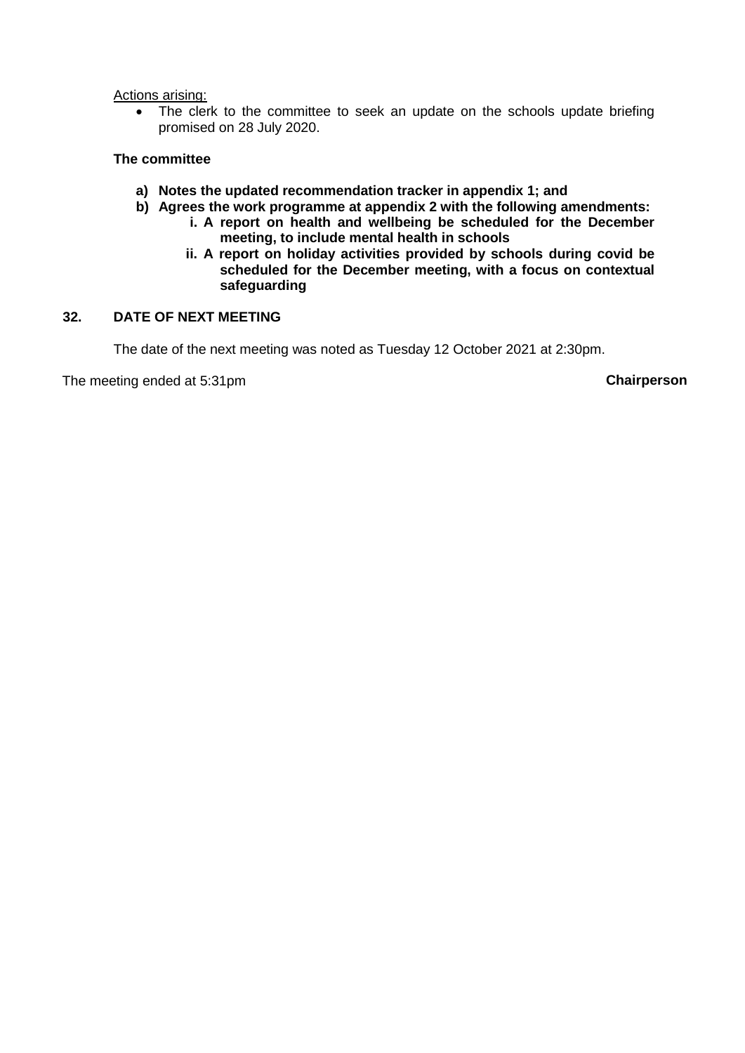Actions arising:

- The clerk to the committee to seek an update on the schools update briefing promised on 28 July 2020.

**The committee**

**a) Notes the updated recommendation tracker in appendix 1; and**

**b) Agrees the work programme at appendix 2 with the following amendments:**

**i. A report on health and wellbeing be scheduled for the December meeting, to include mental health in schools**

**ii. A report on holiday activities provided by schools during covid be scheduled for the December meeting, with a focus on contextual safeguarding**

## 32. DATE OF NEXT MEETING

The date of the next meeting was noted as Tuesday 12 October 2021 at 2:30pm.

The meeting ended at 5:31pm

**Chairperson**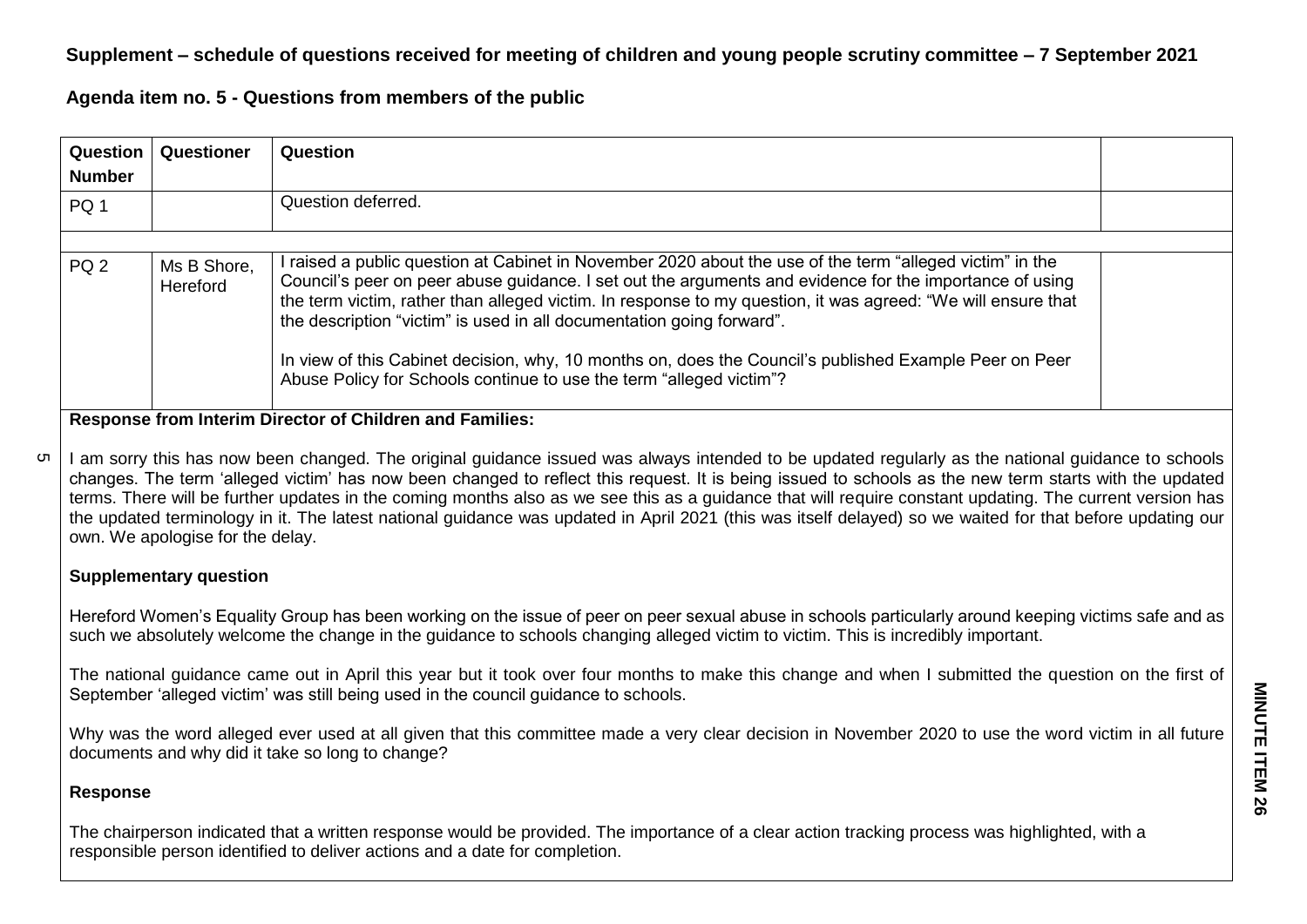**Supplement – schedule of questions received for meeting of children and young people scrutiny committee – 7 September 2021**

**Agenda item no. 5 - Questions from members of the public**

| Question Number | Questioner | Question | |
|---|---|---|---|
| PQ 1 | | Question deferred. | |
| PQ 2 | Ms B Shore, Hereford | I raised a public question at Cabinet in November 2020 about the use of the term "alleged victim" in the Council's peer on peer abuse guidance. I set out the arguments and evidence for the importance of using the term victim, rather than alleged victim. In response to my question, it was agreed: "We will ensure that the description "victim" is used in all documentation going forward".<br><br>In view of this Cabinet decision, why, 10 months on, does the Council's published Example Peer on Peer Abuse Policy for Schools continue to use the term "alleged victim"? | |

**Response from Interim Director of Children and Families:**

I am sorry this has now been changed. The original guidance issued was always intended to be updated regularly as the national guidance to schools changes. The term 'alleged victim' has now been changed to reflect this request. It is being issued to schools as the new term starts with the updated terms. There will be further updates in the coming months also as we see this as a guidance that will require constant updating. The current version has the updated terminology in it. The latest national guidance was updated in April 2021 (this was itself delayed) so we waited for that before updating our own. We apologise for the delay.

**Supplementary question**

Hereford Women's Equality Group has been working on the issue of peer on peer sexual abuse in schools particularly around keeping victims safe and as such we absolutely welcome the change in the guidance to schools changing alleged victim to victim. This is incredibly important.

The national guidance came out in April this year but it took over four months to make this change and when I submitted the question on the first of September 'alleged victim' was still being used in the council guidance to schools.

Why was the word alleged ever used at all given that this committee made a very clear decision in November 2020 to use the word victim in all future documents and why did it take so long to change?

**Response**

The chairperson indicated that a written response would be provided. The importance of a clear action tracking process was highlighted, with a responsible person identified to deliver actions and a date for completion.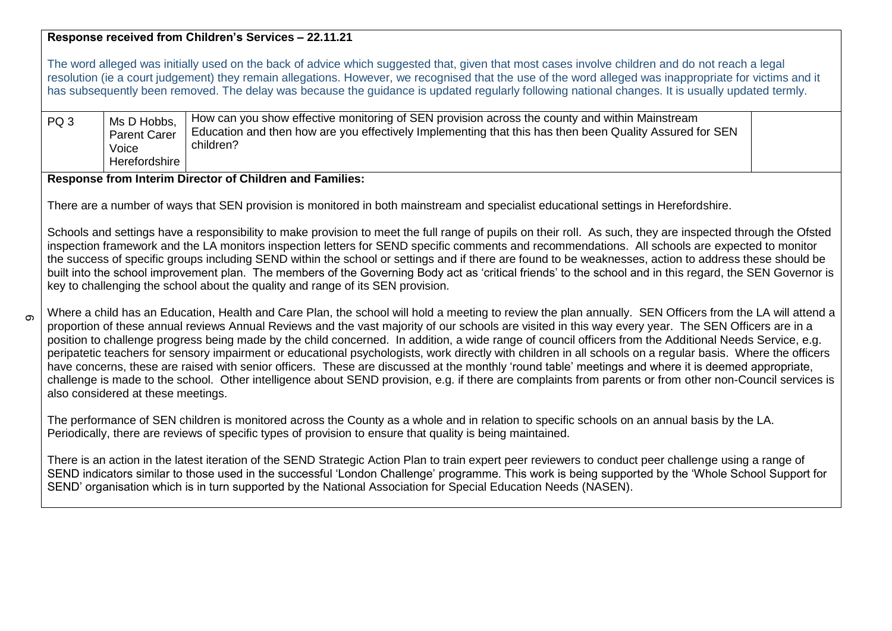**Response received from Children's Services – 22.11.21**

The word alleged was initially used on the back of advice which suggested that, given that most cases involve children and do not reach a legal resolution (ie a court judgement) they remain allegations. However, we recognised that the use of the word alleged was inappropriate for victims and it has subsequently been removed. The delay was because the guidance is updated regularly following national changes. It is usually updated termly.

| | | | |
|---|---|---|---|
| PQ 3 | Ms D Hobbs, Parent Carer Voice Herefordshire | How can you show effective monitoring of SEN provision across the county and within Mainstream Education and then how are you effectively Implementing that this has then been Quality Assured for SEN children? | |

**Response from Interim Director of Children and Families:**

There are a number of ways that SEN provision is monitored in both mainstream and specialist educational settings in Herefordshire.

Schools and settings have a responsibility to make provision to meet the full range of pupils on their roll. As such, they are inspected through the Ofsted inspection framework and the LA monitors inspection letters for SEND specific comments and recommendations. All schools are expected to monitor the success of specific groups including SEND within the school or settings and if there are found to be weaknesses, action to address these should be built into the school improvement plan. The members of the Governing Body act as 'critical friends' to the school and in this regard, the SEN Governor is key to challenging the school about the quality and range of its SEN provision.

Where a child has an Education, Health and Care Plan, the school will hold a meeting to review the plan annually. SEN Officers from the LA will attend a proportion of these annual reviews Annual Reviews and the vast majority of our schools are visited in this way every year. The SEN Officers are in a position to challenge progress being made by the child concerned. In addition, a wide range of council officers from the Additional Needs Service, e.g. peripatetic teachers for sensory impairment or educational psychologists, work directly with children in all schools on a regular basis. Where the officers have concerns, these are raised with senior officers. These are discussed at the monthly 'round table' meetings and where it is deemed appropriate, challenge is made to the school. Other intelligence about SEND provision, e.g. if there are complaints from parents or from other non-Council services is also considered at these meetings.

The performance of SEN children is monitored across the County as a whole and in relation to specific schools on an annual basis by the LA. Periodically, there are reviews of specific types of provision to ensure that quality is being maintained.

There is an action in the latest iteration of the SEND Strategic Action Plan to train expert peer reviewers to conduct peer challenge using a range of SEND indicators similar to those used in the successful 'London Challenge' programme. This work is being supported by the 'Whole School Support for SEND' organisation which is in turn supported by the National Association for Special Education Needs (NASEN).